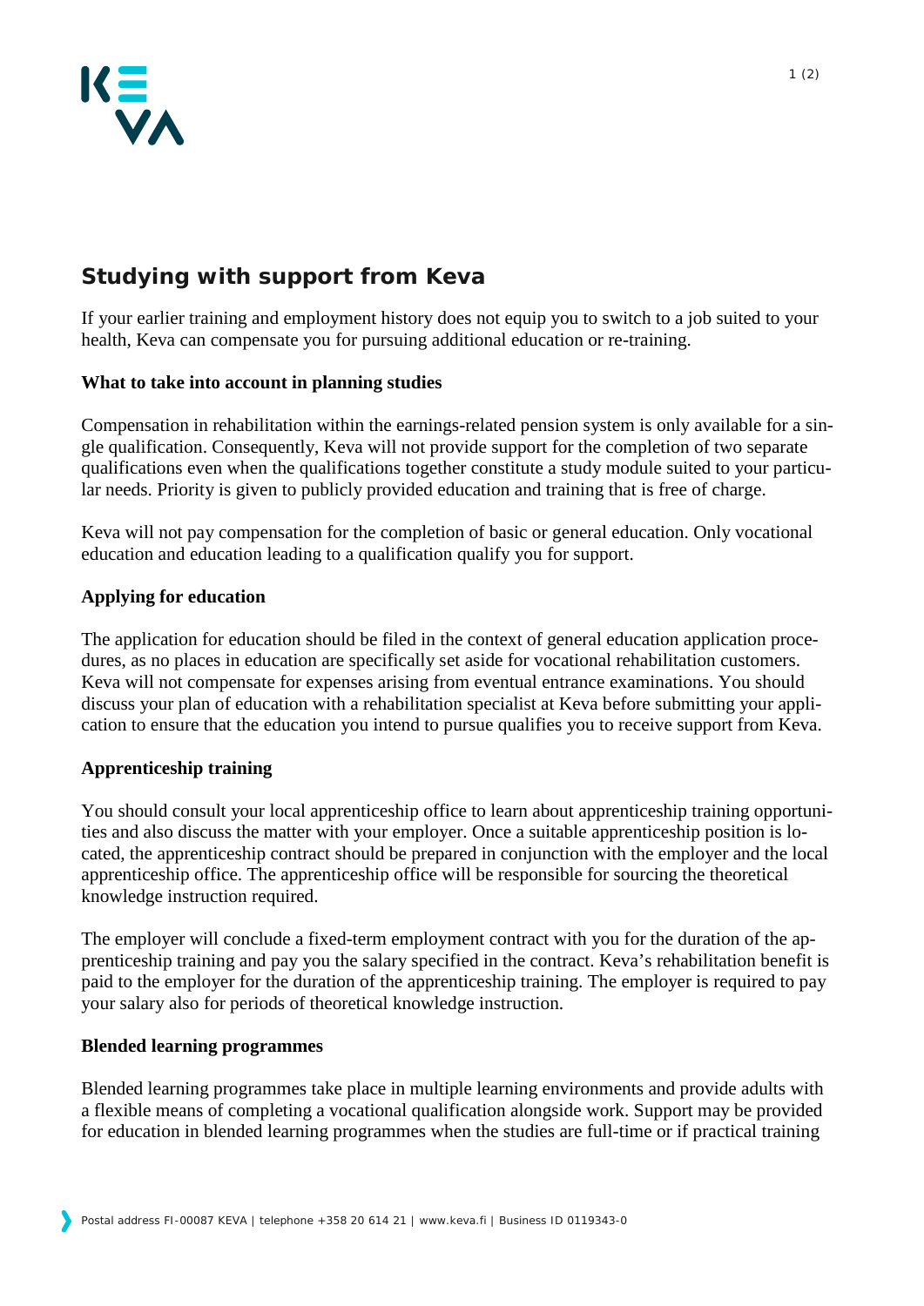# Studying with support from Keva

If your earlier training and employment history does not equip you to switch to a job suited to your health, Keva can compensate you for pursuing additional education or re-training.

**What to take into account in planning studies**

Compensation in rehabilitation within the earnings-related pension system is only available for a single qualification. Consequently, Keva will not provide support for the completion of two separate qualifications even when the qualifications together constitute a study module suited to your particular needs. Priority is given to publicly provided education and training that is free of charge.

Keva will not pay compensation for the completion of basic or general education. Only vocational education and education leading to a qualification qualify you for support.

**Applying for education**

The application for education should be filed in the context of general education application procedures, as no places in education are specifically set aside for vocational rehabilitation customers. Keva will not compensate for expenses arising from eventual entrance examinations. You should discuss your plan of education with a rehabilitation specialist at Keva before submitting your application to ensure that the education you intend to pursue qualifies you to receive support from Keva.

**Apprenticeship training**

You should consult your local apprenticeship office to learn about apprenticeship training opportunities and also discuss the matter with your employer. Once a suitable apprenticeship position is located, the apprenticeship contract should be prepared in conjunction with the employer and the local apprenticeship office. The apprenticeship office will be responsible for sourcing the theoretical knowledge instruction required.

The employer will conclude a fixed-term employment contract with you for the duration of the apprenticeship training and pay you the salary specified in the contract. Keva's rehabilitation benefit is paid to the employer for the duration of the apprenticeship training. The employer is required to pay your salary also for periods of theoretical knowledge instruction.

**Blended learning programmes**

Blended learning programmes take place in multiple learning environments and provide adults with a flexible means of completing a vocational qualification alongside work. Support may be provided for education in blended learning programmes when the studies are full-time or if practical training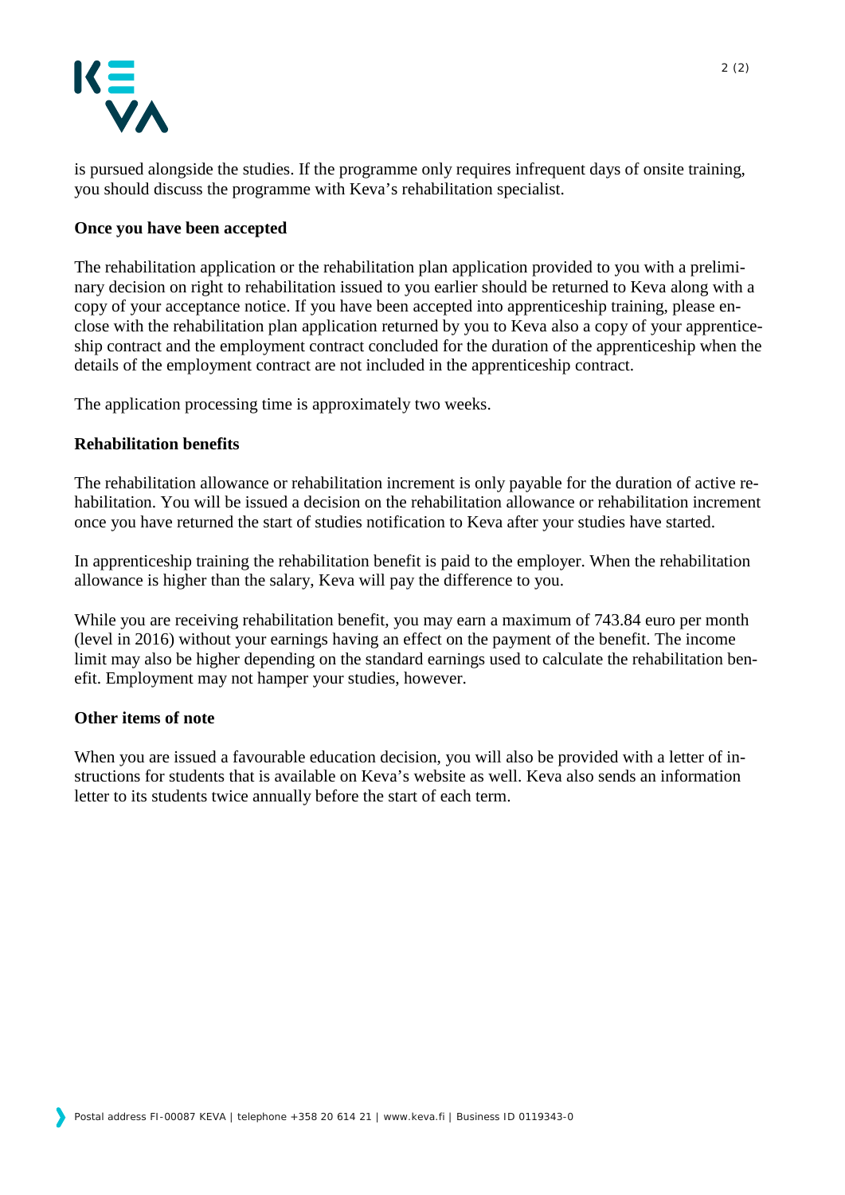is pursued alongside the studies. If the programme only requires infrequent days of onsite training, you should discuss the programme with Keva's rehabilitation specialist.

**Once you have been accepted**

The rehabilitation application or the rehabilitation plan application provided to you with a preliminary decision on right to rehabilitation issued to you earlier should be returned to Keva along with a copy of your acceptance notice. If you have been accepted into apprenticeship training, please enclose with the rehabilitation plan application returned by you to Keva also a copy of your apprenticeship contract and the employment contract concluded for the duration of the apprenticeship when the details of the employment contract are not included in the apprenticeship contract.

The application processing time is approximately two weeks.

**Rehabilitation benefits**

The rehabilitation allowance or rehabilitation increment is only payable for the duration of active rehabilitation. You will be issued a decision on the rehabilitation allowance or rehabilitation increment once you have returned the start of studies notification to Keva after your studies have started.

In apprenticeship training the rehabilitation benefit is paid to the employer. When the rehabilitation allowance is higher than the salary, Keva will pay the difference to you.

While you are receiving rehabilitation benefit, you may earn a maximum of 743.84 euro per month (level in 2016) without your earnings having an effect on the payment of the benefit. The income limit may also be higher depending on the standard earnings used to calculate the rehabilitation benefit. Employment may not hamper your studies, however.

**Other items of note**

When you are issued a favourable education decision, you will also be provided with a letter of instructions for students that is available on Keva's website as well. Keva also sends an information letter to its students twice annually before the start of each term.